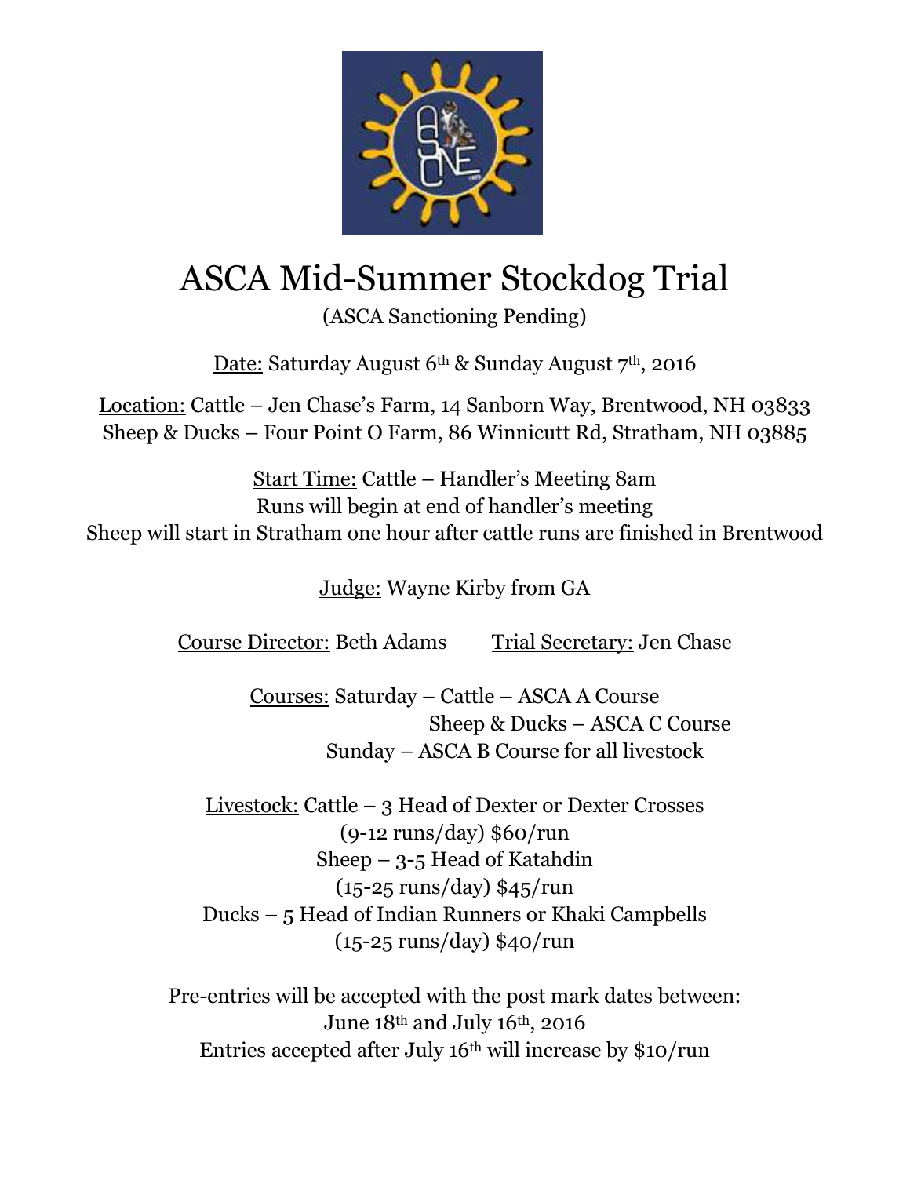# ASCA Mid-Summer Stockdog Trial

(ASCA Sanctioning Pending)

Date: Saturday August 6th & Sunday August 7th, 2016

Location: Cattle – Jen Chase's Farm, 14 Sanborn Way, Brentwood, NH 03833
Sheep & Ducks – Four Point O Farm, 86 Winnicutt Rd, Stratham, NH 03885

Start Time: Cattle – Handler's Meeting 8am
Runs will begin at end of handler's meeting
Sheep will start in Stratham one hour after cattle runs are finished in Brentwood

Judge: Wayne Kirby from GA

Course Director: Beth Adams     Trial Secretary: Jen Chase

Courses: Saturday – Cattle – ASCA A Course
Sheep & Ducks – ASCA C Course
Sunday – ASCA B Course for all livestock

Livestock: Cattle – 3 Head of Dexter or Dexter Crosses
(9-12 runs/day) $60/run
Sheep – 3-5 Head of Katahdin
(15-25 runs/day) $45/run
Ducks – 5 Head of Indian Runners or Khaki Campbells
(15-25 runs/day) $40/run

Pre-entries will be accepted with the post mark dates between:
June 18th and July 16th, 2016
Entries accepted after July 16th will increase by $10/run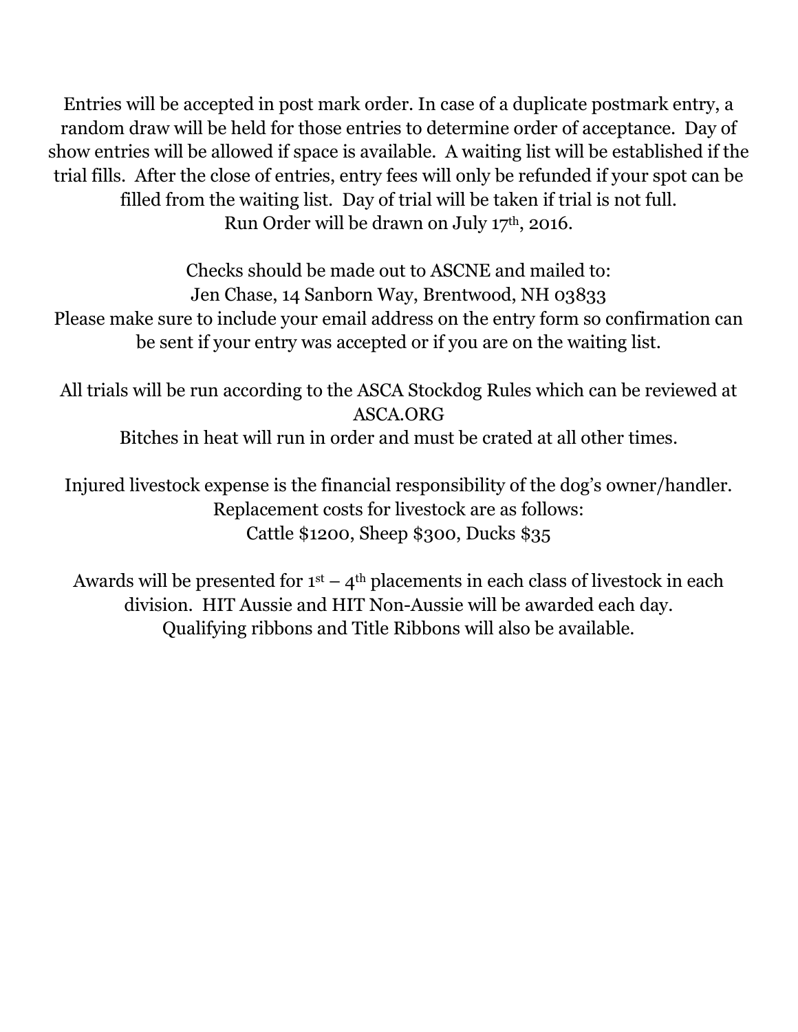Entries will be accepted in post mark order. In case of a duplicate postmark entry, a random draw will be held for those entries to determine order of acceptance. Day of show entries will be allowed if space is available. A waiting list will be established if the trial fills. After the close of entries, entry fees will only be refunded if your spot can be filled from the waiting list. Day of trial will be taken if trial is not full.
Run Order will be drawn on July 17th, 2016.

Checks should be made out to ASCNE and mailed to:
Jen Chase, 14 Sanborn Way, Brentwood, NH 03833
Please make sure to include your email address on the entry form so confirmation can be sent if your entry was accepted or if you are on the waiting list.

All trials will be run according to the ASCA Stockdog Rules which can be reviewed at ASCA.ORG
Bitches in heat will run in order and must be crated at all other times.

Injured livestock expense is the financial responsibility of the dog's owner/handler.
Replacement costs for livestock are as follows:
Cattle $1200, Sheep $300, Ducks $35

Awards will be presented for 1st – 4th placements in each class of livestock in each division. HIT Aussie and HIT Non-Aussie will be awarded each day.
Qualifying ribbons and Title Ribbons will also be available.